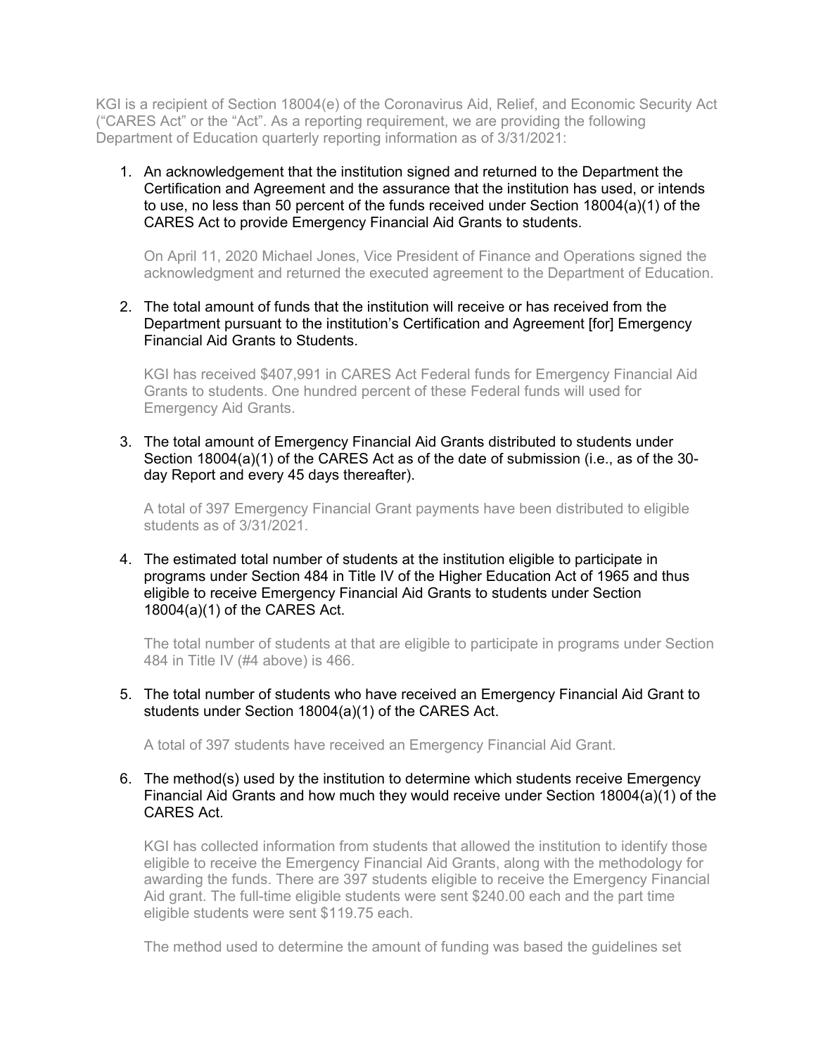KGI is a recipient of Section 18004(e) of the Coronavirus Aid, Relief, and Economic Security Act ("CARES Act" or the "Act". As a reporting requirement, we are providing the following Department of Education quarterly reporting information as of 3/31/2021:

1. An acknowledgement that the institution signed and returned to the Department the Certification and Agreement and the assurance that the institution has used, or intends to use, no less than 50 percent of the funds received under Section 18004(a)(1) of the CARES Act to provide Emergency Financial Aid Grants to students.

   On April 11, 2020 Michael Jones, Vice President of Finance and Operations signed the acknowledgment and returned the executed agreement to the Department of Education.

2. The total amount of funds that the institution will receive or has received from the Department pursuant to the institution's Certification and Agreement [for] Emergency Financial Aid Grants to Students.

   KGI has received $407,991 in CARES Act Federal funds for Emergency Financial Aid Grants to students. One hundred percent of these Federal funds will used for Emergency Aid Grants.

3. The total amount of Emergency Financial Aid Grants distributed to students under Section 18004(a)(1) of the CARES Act as of the date of submission (i.e., as of the 30-day Report and every 45 days thereafter).

   A total of 397 Emergency Financial Grant payments have been distributed to eligible students as of 3/31/2021.

4. The estimated total number of students at the institution eligible to participate in programs under Section 484 in Title IV of the Higher Education Act of 1965 and thus eligible to receive Emergency Financial Aid Grants to students under Section 18004(a)(1) of the CARES Act.

   The total number of students at that are eligible to participate in programs under Section 484 in Title IV (#4 above) is 466.

5. The total number of students who have received an Emergency Financial Aid Grant to students under Section 18004(a)(1) of the CARES Act.

   A total of 397 students have received an Emergency Financial Aid Grant.

6. The method(s) used by the institution to determine which students receive Emergency Financial Aid Grants and how much they would receive under Section 18004(a)(1) of the CARES Act.

   KGI has collected information from students that allowed the institution to identify those eligible to receive the Emergency Financial Aid Grants, along with the methodology for awarding the funds. There are 397 students eligible to receive the Emergency Financial Aid grant. The full-time eligible students were sent $240.00 each and the part time eligible students were sent $119.75 each.

   The method used to determine the amount of funding was based the guidelines set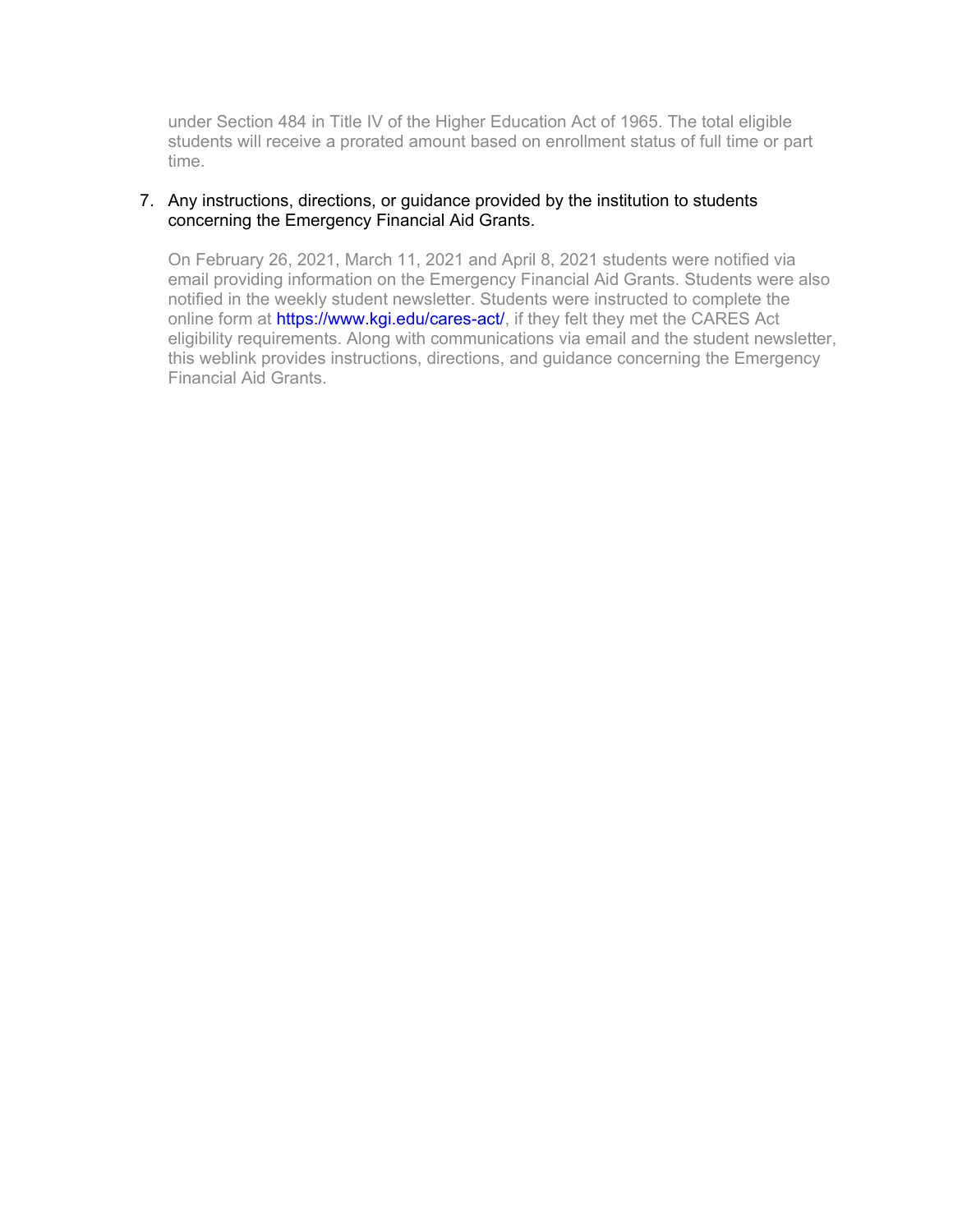under Section 484 in Title IV of the Higher Education Act of 1965. The total eligible students will receive a prorated amount based on enrollment status of full time or part time.

7. Any instructions, directions, or guidance provided by the institution to students concerning the Emergency Financial Aid Grants.

   On February 26, 2021, March 11, 2021 and April 8, 2021 students were notified via email providing information on the Emergency Financial Aid Grants. Students were also notified in the weekly student newsletter. Students were instructed to complete the online form at https://www.kgi.edu/cares-act/, if they felt they met the CARES Act eligibility requirements. Along with communications via email and the student newsletter, this weblink provides instructions, directions, and guidance concerning the Emergency Financial Aid Grants.